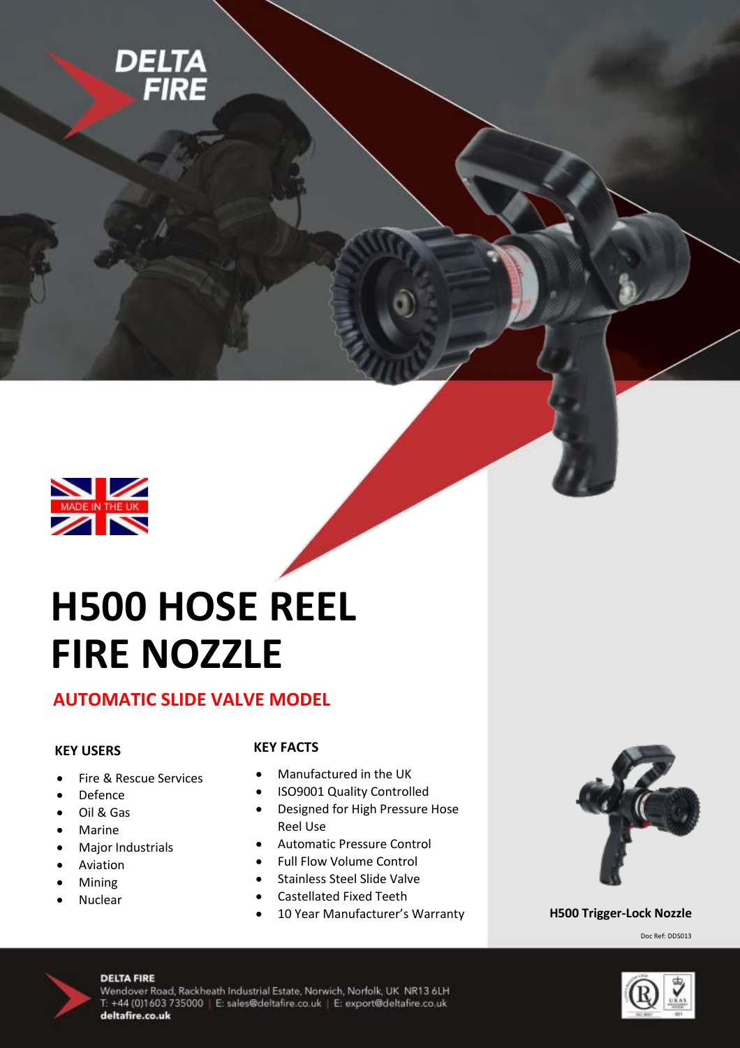DELTA FIRE

MADE IN THE UK

# H500 HOSE REEL FIRE NOZZLE

## AUTOMATIC SLIDE VALVE MODEL

### KEY USERS

- Fire & Rescue Services
- Defence
- Oil & Gas
- Marine
- Major Industrials
- Aviation
- Mining
- Nuclear

### KEY FACTS

- Manufactured in the UK
- ISO9001 Quality Controlled
- Designed for High Pressure Hose Reel Use
- Automatic Pressure Control
- Full Flow Volume Control
- Stainless Steel Slide Valve
- Castellated Fixed Teeth
- 10 Year Manufacturer's Warranty

**H500 Trigger-Lock Nozzle**

Doc Ref: DDS013

**DELTA FIRE**
Wendover Road, Rackheath Industrial Estate, Norwich, Norfolk, UK NR13 6LH
T: +44 (0)1603 735000 | E: sales@deltafire.co.uk | E: export@deltafire.co.uk
**deltafire.co.uk**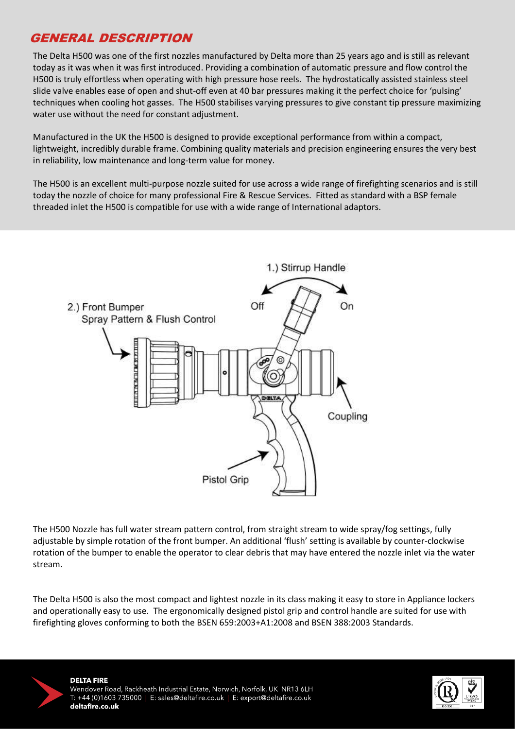## GENERAL DESCRIPTION

The Delta H500 was one of the first nozzles manufactured by Delta more than 25 years ago and is still as relevant today as it was when it was first introduced. Providing a combination of automatic pressure and flow control the H500 is truly effortless when operating with high pressure hose reels. The hydrostatically assisted stainless steel slide valve enables ease of open and shut-off even at 40 bar pressures making it the perfect choice for 'pulsing' techniques when cooling hot gasses. The H500 stabilises varying pressures to give constant tip pressure maximizing water use without the need for constant adjustment.

Manufactured in the UK the H500 is designed to provide exceptional performance from within a compact, lightweight, incredibly durable frame. Combining quality materials and precision engineering ensures the very best in reliability, low maintenance and long-term value for money.

The H500 is an excellent multi-purpose nozzle suited for use across a wide range of firefighting scenarios and is still today the nozzle of choice for many professional Fire & Rescue Services. Fitted as standard with a BSP female threaded inlet the H500 is compatible for use with a wide range of International adaptors.

1.) Stirrup Handle

Off — On

2.) Front Bumper
Spray Pattern & Flush Control

Coupling

Pistol Grip

The H500 Nozzle has full water stream pattern control, from straight stream to wide spray/fog settings, fully adjustable by simple rotation of the front bumper. An additional 'flush' setting is available by counter-clockwise rotation of the bumper to enable the operator to clear debris that may have entered the nozzle inlet via the water stream.

The Delta H500 is also the most compact and lightest nozzle in its class making it easy to store in Appliance lockers and operationally easy to use. The ergonomically designed pistol grip and control handle are suited for use with firefighting gloves conforming to both the BSEN 659:2003+A1:2008 and BSEN 388:2003 Standards.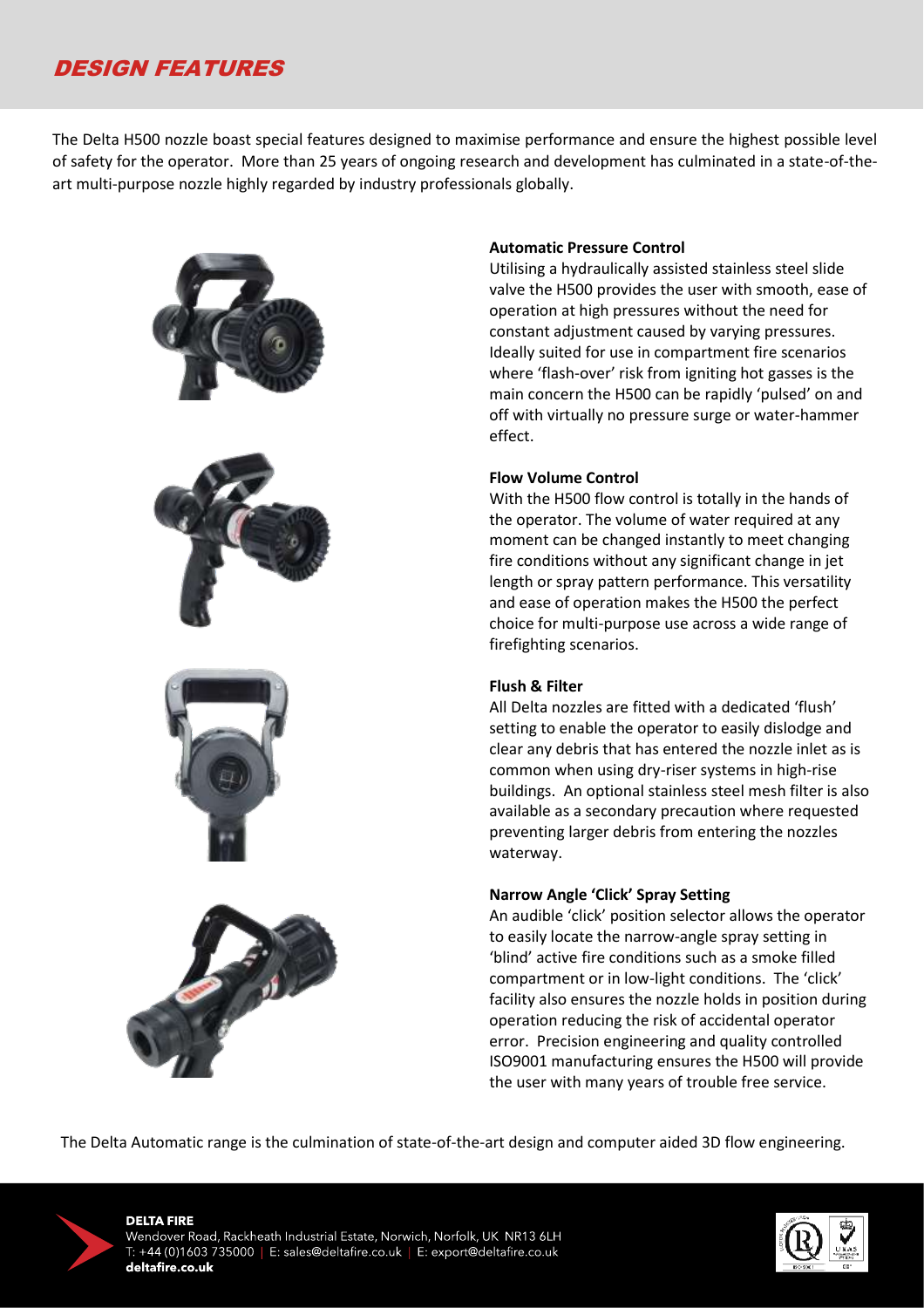## DESIGN FEATURES

The Delta H500 nozzle boast special features designed to maximise performance and ensure the highest possible level of safety for the operator. More than 25 years of ongoing research and development has culminated in a state-of-the-art multi-purpose nozzle highly regarded by industry professionals globally.

**Automatic Pressure Control**

Utilising a hydraulically assisted stainless steel slide valve the H500 provides the user with smooth, ease of operation at high pressures without the need for constant adjustment caused by varying pressures. Ideally suited for use in compartment fire scenarios where 'flash-over' risk from igniting hot gasses is the main concern the H500 can be rapidly 'pulsed' on and off with virtually no pressure surge or water-hammer effect.

**Flow Volume Control**

With the H500 flow control is totally in the hands of the operator. The volume of water required at any moment can be changed instantly to meet changing fire conditions without any significant change in jet length or spray pattern performance. This versatility and ease of operation makes the H500 the perfect choice for multi-purpose use across a wide range of firefighting scenarios.

**Flush & Filter**

All Delta nozzles are fitted with a dedicated 'flush' setting to enable the operator to easily dislodge and clear any debris that has entered the nozzle inlet as is common when using dry-riser systems in high-rise buildings. An optional stainless steel mesh filter is also available as a secondary precaution where requested preventing larger debris from entering the nozzles waterway.

**Narrow Angle 'Click' Spray Setting**

An audible 'click' position selector allows the operator to easily locate the narrow-angle spray setting in 'blind' active fire conditions such as a smoke filled compartment or in low-light conditions. The 'click' facility also ensures the nozzle holds in position during operation reducing the risk of accidental operator error. Precision engineering and quality controlled ISO9001 manufacturing ensures the H500 will provide the user with many years of trouble free service.

The Delta Automatic range is the culmination of state-of-the-art design and computer aided 3D flow engineering.

**DELTA FIRE**
Wendover Road, Rackheath Industrial Estate, Norwich, Norfolk, UK NR13 6LH
T: +44 (0)1603 735000 | E: sales@deltafire.co.uk | E: export@deltafire.co.uk
**deltafire.co.uk**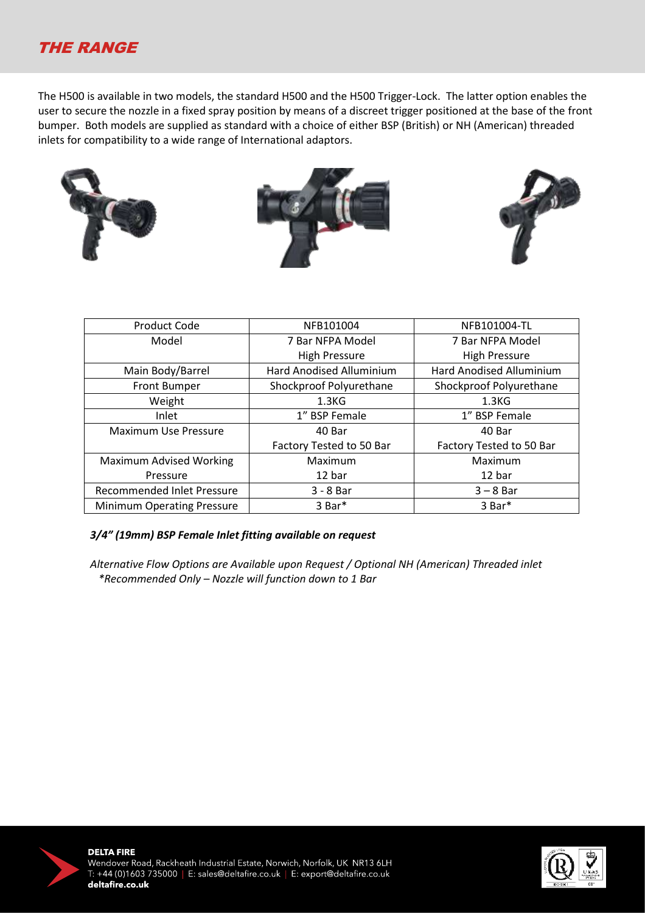## THE RANGE

The H500 is available in two models, the standard H500 and the H500 Trigger-Lock. The latter option enables the user to secure the nozzle in a fixed spray position by means of a discreet trigger positioned at the base of the front bumper. Both models are supplied as standard with a choice of either BSP (British) or NH (American) threaded inlets for compatibility to a wide range of International adaptors.

| Product Code | NFB101004 | NFB101004-TL |
| --- | --- | --- |
| Model | 7 Bar NFPA Model<br>High Pressure | 7 Bar NFPA Model<br>High Pressure |
| Main Body/Barrel | Hard Anodised Alluminium | Hard Anodised Alluminium |
| Front Bumper | Shockproof Polyurethane | Shockproof Polyurethane |
| Weight | 1.3KG | 1.3KG |
| Inlet | 1" BSP Female | 1" BSP Female |
| Maximum Use Pressure | 40 Bar<br>Factory Tested to 50 Bar | 40 Bar<br>Factory Tested to 50 Bar |
| Maximum Advised Working Pressure | Maximum<br>12 bar | Maximum<br>12 bar |
| Recommended Inlet Pressure | 3 - 8 Bar | 3 – 8 Bar |
| Minimum Operating Pressure | 3 Bar* | 3 Bar* |

***3/4" (19mm) BSP Female Inlet fitting available on request***

*Alternative Flow Options are Available upon Request / Optional NH (American) Threaded inlet*
*\*Recommended Only – Nozzle will function down to 1 Bar*

**DELTA FIRE**
Wendover Road, Rackheath Industrial Estate, Norwich, Norfolk, UK NR13 6LH
T: +44 (0)1603 735000 | E: sales@deltafire.co.uk | E: export@deltafire.co.uk
**deltafire.co.uk**